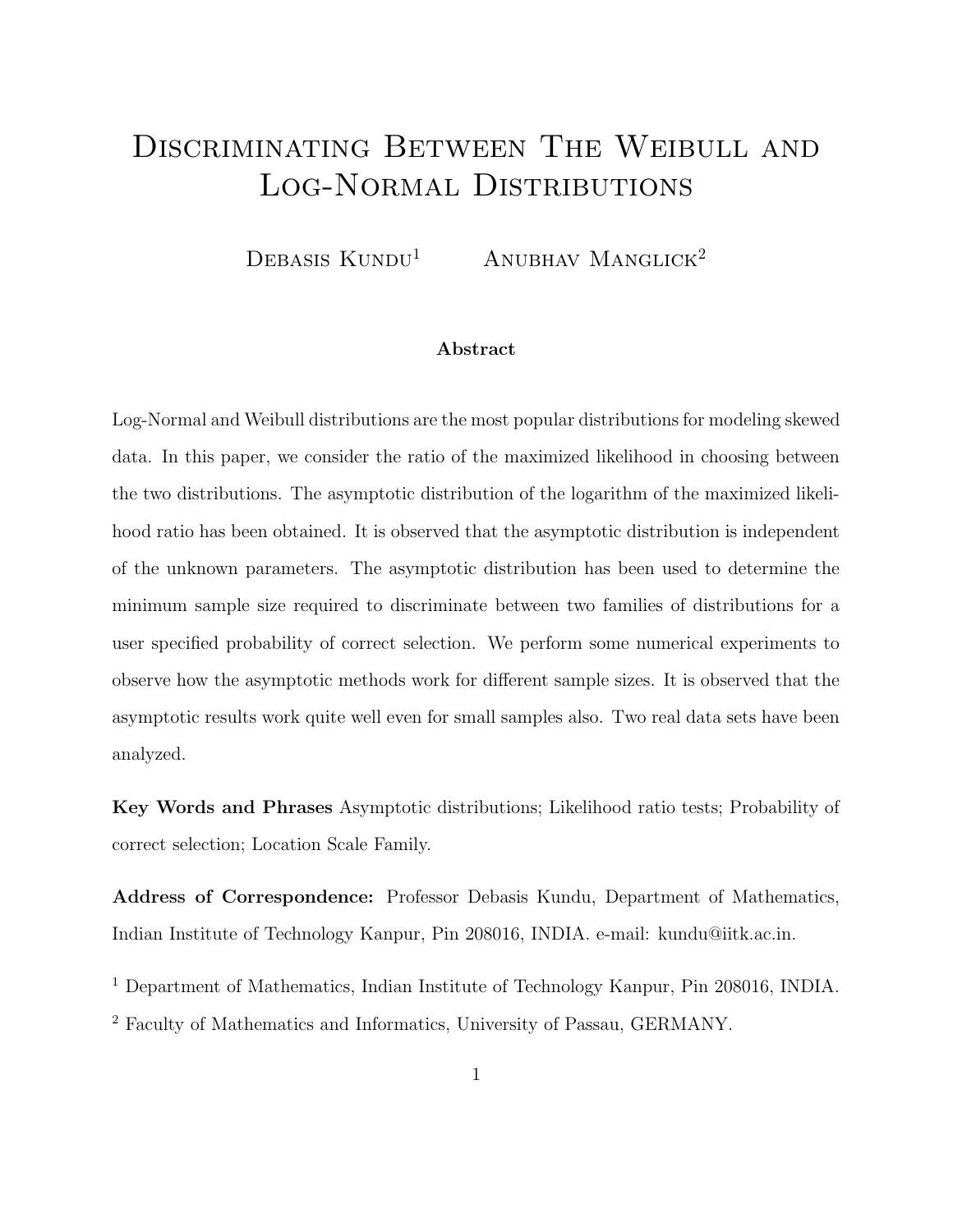# Discriminating Between The Weibull and Log-Normal Distributions

Debasis Kundu[1] Anubhav Manglick[2]

**Abstract**

Log-Normal and Weibull distributions are the most popular distributions for modeling skewed data. In this paper, we consider the ratio of the maximized likelihood in choosing between the two distributions. The asymptotic distribution of the logarithm of the maximized likelihood ratio has been obtained. It is observed that the asymptotic distribution is independent of the unknown parameters. The asymptotic distribution has been used to determine the minimum sample size required to discriminate between two families of distributions for a user specified probability of correct selection. We perform some numerical experiments to observe how the asymptotic methods work for different sample sizes. It is observed that the asymptotic results work quite well even for small samples also. Two real data sets have been analyzed.

**Key Words and Phrases** Asymptotic distributions; Likelihood ratio tests; Probability of correct selection; Location Scale Family.

**Address of Correspondence:** Professor Debasis Kundu, Department of Mathematics, Indian Institute of Technology Kanpur, Pin 208016, INDIA. e-mail: kundu@iitk.ac.in.

[1] Department of Mathematics, Indian Institute of Technology Kanpur, Pin 208016, INDIA.

[2] Faculty of Mathematics and Informatics, University of Passau, GERMANY.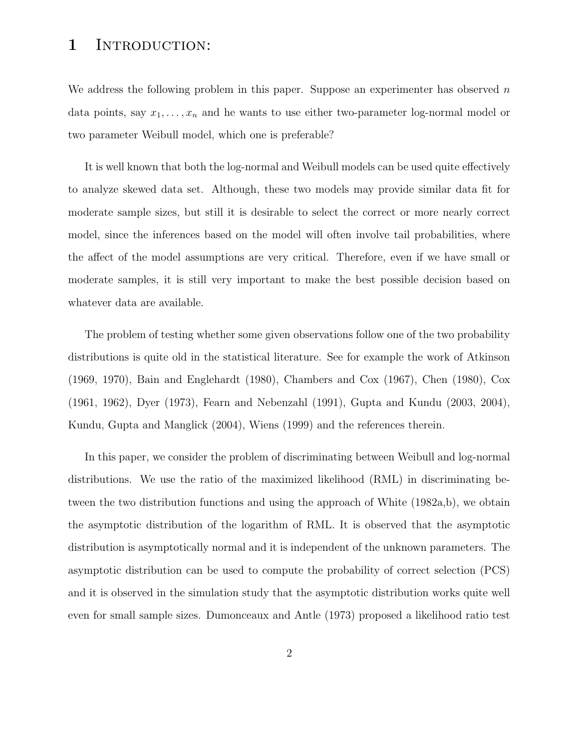# 1 Introduction:

We address the following problem in this paper. Suppose an experimenter has observed $n$ data points, say $x_1, \ldots, x_n$ and he wants to use either two-parameter log-normal model or two parameter Weibull model, which one is preferable?

It is well known that both the log-normal and Weibull models can be used quite effectively to analyze skewed data set. Although, these two models may provide similar data fit for moderate sample sizes, but still it is desirable to select the correct or more nearly correct model, since the inferences based on the model will often involve tail probabilities, where the affect of the model assumptions are very critical. Therefore, even if we have small or moderate samples, it is still very important to make the best possible decision based on whatever data are available.

The problem of testing whether some given observations follow one of the two probability distributions is quite old in the statistical literature. See for example the work of Atkinson (1969, 1970), Bain and Englehardt (1980), Chambers and Cox (1967), Chen (1980), Cox (1961, 1962), Dyer (1973), Fearn and Nebenzahl (1991), Gupta and Kundu (2003, 2004), Kundu, Gupta and Manglick (2004), Wiens (1999) and the references therein.

In this paper, we consider the problem of discriminating between Weibull and log-normal distributions. We use the ratio of the maximized likelihood (RML) in discriminating between the two distribution functions and using the approach of White (1982a,b), we obtain the asymptotic distribution of the logarithm of RML. It is observed that the asymptotic distribution is asymptotically normal and it is independent of the unknown parameters. The asymptotic distribution can be used to compute the probability of correct selection (PCS) and it is observed in the simulation study that the asymptotic distribution works quite well even for small sample sizes. Dumonceaux and Antle (1973) proposed a likelihood ratio test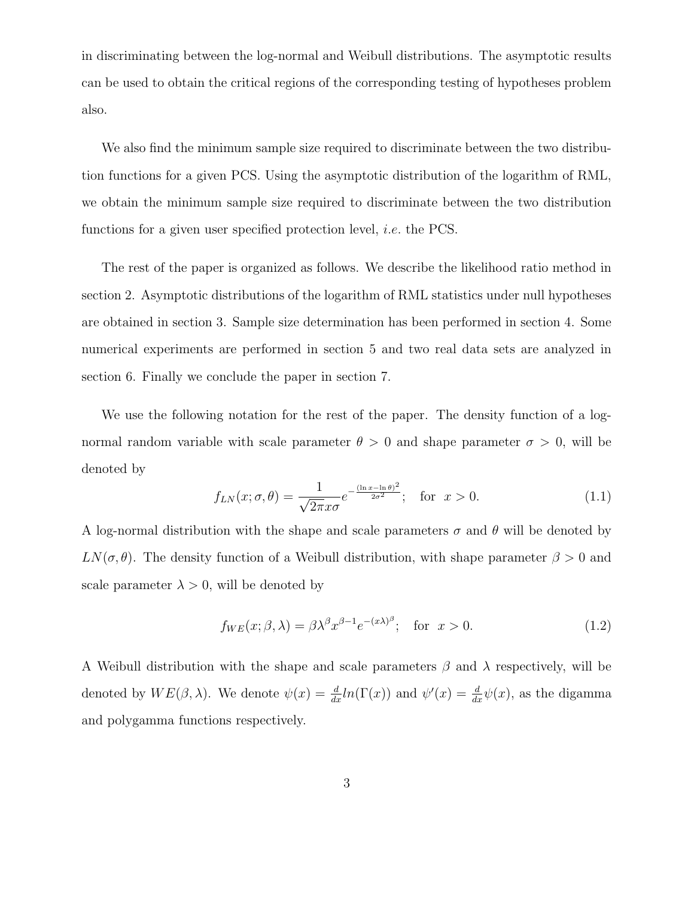in discriminating between the log-normal and Weibull distributions. The asymptotic results can be used to obtain the critical regions of the corresponding testing of hypotheses problem also.

We also find the minimum sample size required to discriminate between the two distribution functions for a given PCS. Using the asymptotic distribution of the logarithm of RML, we obtain the minimum sample size required to discriminate between the two distribution functions for a given user specified protection level, *i.e.* the PCS.

The rest of the paper is organized as follows. We describe the likelihood ratio method in section 2. Asymptotic distributions of the logarithm of RML statistics under null hypotheses are obtained in section 3. Sample size determination has been performed in section 4. Some numerical experiments are performed in section 5 and two real data sets are analyzed in section 6. Finally we conclude the paper in section 7.

We use the following notation for the rest of the paper. The density function of a log-normal random variable with scale parameter $\theta > 0$ and shape parameter $\sigma > 0$, will be denoted by

$$f_{LN}(x;\sigma,\theta) = \frac{1}{\sqrt{2\pi}x\sigma}e^{-\frac{(\ln x - \ln\theta)^2}{2\sigma^2}}; \quad \text{for } \; x > 0. \tag{1.1}$$

A log-normal distribution with the shape and scale parameters $\sigma$ and $\theta$ will be denoted by $LN(\sigma,\theta)$. The density function of a Weibull distribution, with shape parameter $\beta > 0$ and scale parameter $\lambda > 0$, will be denoted by

$$f_{WE}(x;\beta,\lambda) = \beta\lambda^{\beta}x^{\beta-1}e^{-(x\lambda)^{\beta}}; \quad \text{for } \; x > 0. \tag{1.2}$$

A Weibull distribution with the shape and scale parameters $\beta$ and $\lambda$ respectively, will be denoted by $WE(\beta,\lambda)$. We denote $\psi(x) = \frac{d}{dx}ln(\Gamma(x))$ and $\psi'(x) = \frac{d}{dx}\psi(x)$, as the digamma and polygamma functions respectively.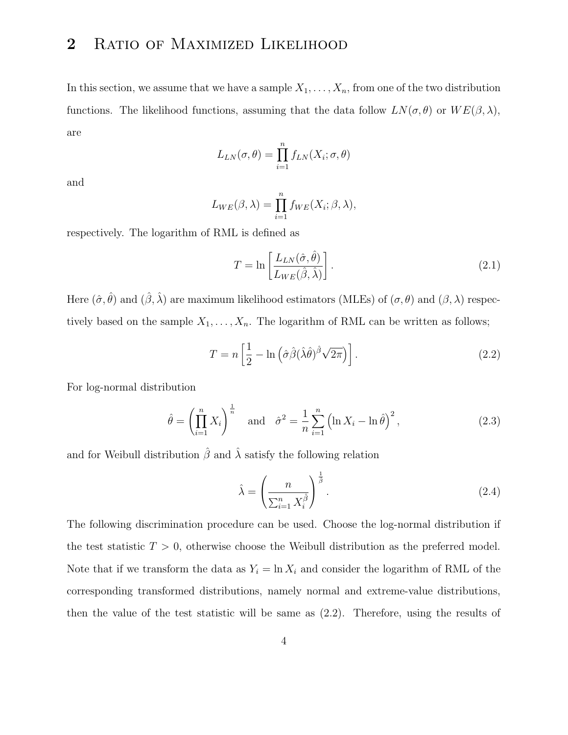## 2 Ratio of Maximized Likelihood

In this section, we assume that we have a sample $X_1, \ldots, X_n$, from one of the two distribution functions. The likelihood functions, assuming that the data follow $LN(\sigma, \theta)$ or $WE(\beta, \lambda)$, are

$$L_{LN}(\sigma, \theta) = \prod_{i=1}^{n} f_{LN}(X_i; \sigma, \theta)$$

and

$$L_{WE}(\beta, \lambda) = \prod_{i=1}^{n} f_{WE}(X_i; \beta, \lambda),$$

respectively. The logarithm of RML is defined as

$$T = \ln\left[\frac{L_{LN}(\hat{\sigma}, \hat{\theta})}{L_{WE}(\hat{\beta}, \hat{\lambda})}\right]. \tag{2.1}$$

Here $(\hat{\sigma}, \hat{\theta})$ and $(\hat{\beta}, \hat{\lambda})$ are maximum likelihood estimators (MLEs) of $(\sigma, \theta)$ and $(\beta, \lambda)$ respectively based on the sample $X_1, \ldots, X_n$. The logarithm of RML can be written as follows;

$$T = n\left[\frac{1}{2} - \ln\left(\hat{\sigma}\hat{\beta}(\hat{\lambda}\hat{\theta})^{\hat{\beta}}\sqrt{2\pi}\right)\right]. \tag{2.2}$$

For log-normal distribution

$$\hat{\theta} = \left(\prod_{i=1}^{n} X_i\right)^{\frac{1}{n}} \quad \text{and} \quad \hat{\sigma}^2 = \frac{1}{n}\sum_{i=1}^{n}\left(\ln X_i - \ln \hat{\theta}\right)^2, \tag{2.3}$$

and for Weibull distribution $\hat{\beta}$ and $\hat{\lambda}$ satisfy the following relation

$$\hat{\lambda} = \left(\frac{n}{\sum_{i=1}^{n} X_i^{\hat{\beta}}}\right)^{\frac{1}{\hat{\beta}}}. \tag{2.4}$$

The following discrimination procedure can be used. Choose the log-normal distribution if the test statistic $T > 0$, otherwise choose the Weibull distribution as the preferred model. Note that if we transform the data as $Y_i = \ln X_i$ and consider the logarithm of RML of the corresponding transformed distributions, namely normal and extreme-value distributions, then the value of the test statistic will be same as (2.2). Therefore, using the results of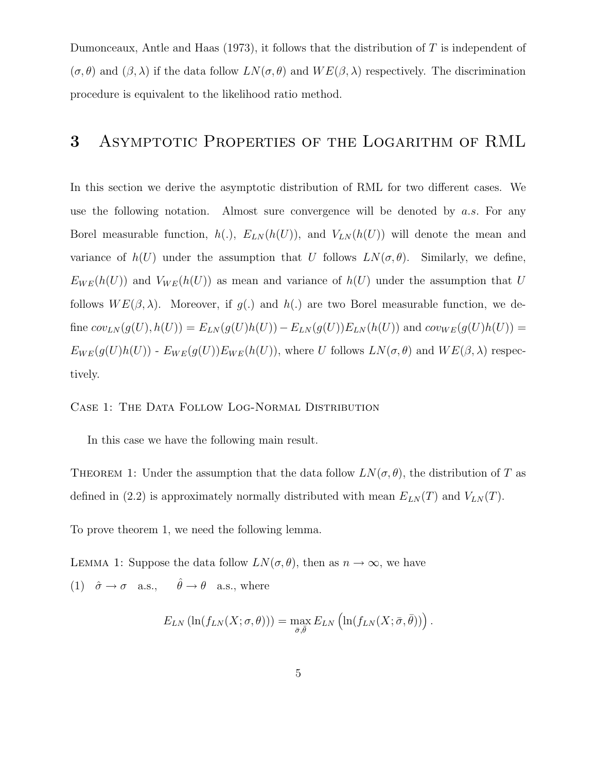Dumonceaux, Antle and Haas (1973), it follows that the distribution of $T$ is independent of $(\sigma, \theta)$ and $(\beta, \lambda)$ if the data follow $LN(\sigma, \theta)$ and $WE(\beta, \lambda)$ respectively. The discrimination procedure is equivalent to the likelihood ratio method.

# 3 Asymptotic Properties of the Logarithm of RML

In this section we derive the asymptotic distribution of RML for two different cases. We use the following notation. Almost sure convergence will be denoted by *a.s.* For any Borel measurable function, $h(.)$, $E_{LN}(h(U))$, and $V_{LN}(h(U))$ will denote the mean and variance of $h(U)$ under the assumption that $U$ follows $LN(\sigma, \theta)$. Similarly, we define, $E_{WE}(h(U))$ and $V_{WE}(h(U))$ as mean and variance of $h(U)$ under the assumption that $U$ follows $WE(\beta, \lambda)$. Moreover, if $g(.)$ and $h(.)$ are two Borel measurable function, we define $cov_{LN}(g(U), h(U)) = E_{LN}(g(U)h(U)) - E_{LN}(g(U))E_{LN}(h(U))$ and $cov_{WE}(g(U)h(U)) = E_{WE}(g(U)h(U))$ - $E_{WE}(g(U))E_{WE}(h(U))$, where $U$ follows $LN(\sigma, \theta)$ and $WE(\beta, \lambda)$ respectively.

Case 1: The Data Follow Log-Normal Distribution

In this case we have the following main result.

Theorem 1: Under the assumption that the data follow $LN(\sigma, \theta)$, the distribution of $T$ as defined in (2.2) is approximately normally distributed with mean $E_{LN}(T)$ and $V_{LN}(T)$.

To prove theorem 1, we need the following lemma.

Lemma 1: Suppose the data follow $LN(\sigma, \theta)$, then as $n \to \infty$, we have

(1) $\hat{\sigma} \to \sigma$ a.s., $\quad \hat{\theta} \to \theta$ a.s., where

$$E_{LN}\left(\ln(f_{LN}(X; \sigma, \theta))\right) = \max_{\bar{\sigma}, \bar{\theta}} E_{LN}\left(\ln(f_{LN}(X; \bar{\sigma}, \bar{\theta}))\right).$$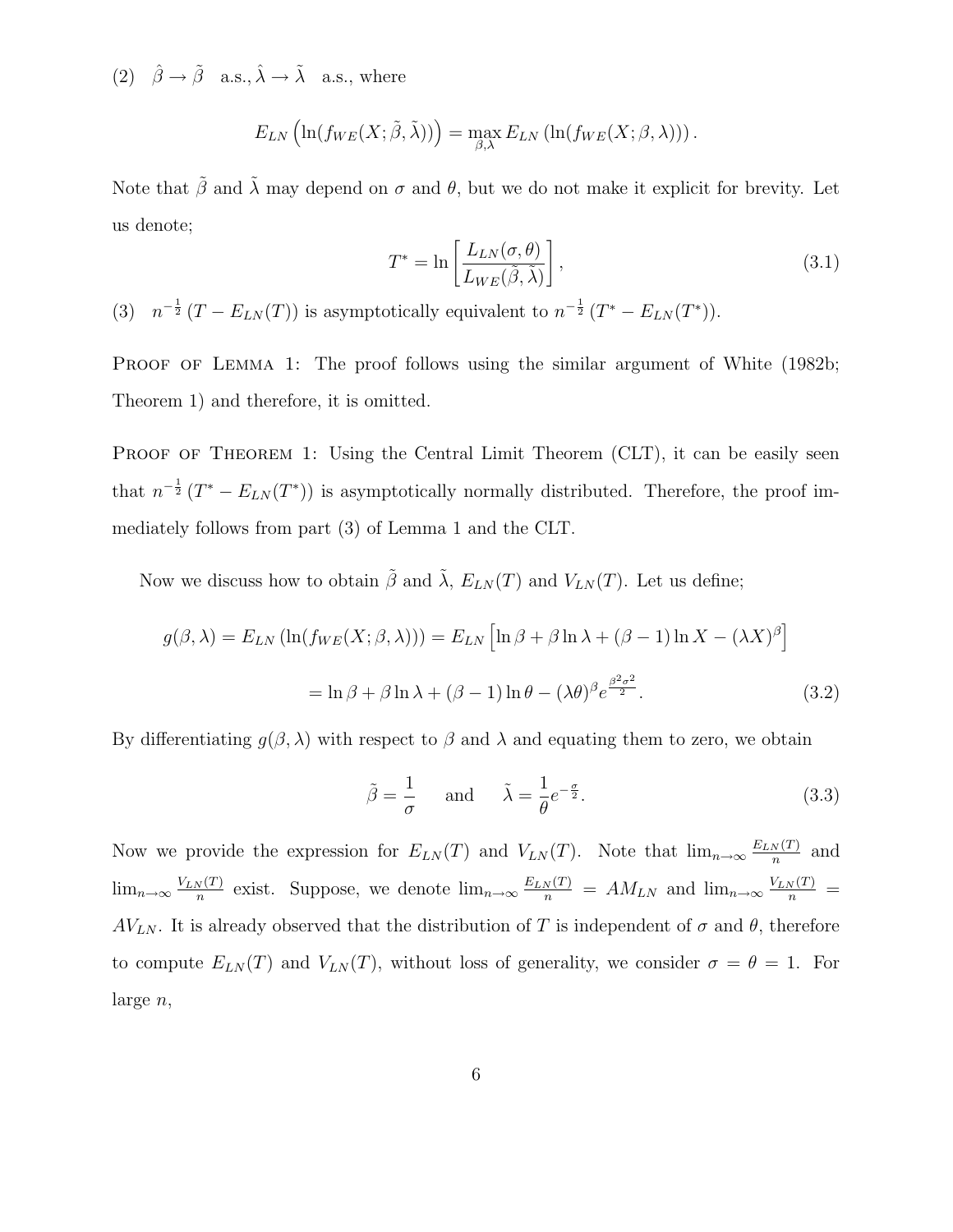(2) $\hat{\beta} \to \tilde{\beta}$ a.s., $\hat{\lambda} \to \tilde{\lambda}$ a.s., where

$$E_{LN}\left(\ln(f_{WE}(X;\tilde{\beta},\tilde{\lambda}))\right) = \max_{\beta,\lambda} E_{LN}\left(\ln(f_{WE}(X;\beta,\lambda))\right).$$

Note that $\tilde{\beta}$ and $\tilde{\lambda}$ may depend on $\sigma$ and $\theta$, but we do not make it explicit for brevity. Let us denote;

$$T^* = \ln\left[\frac{L_{LN}(\sigma,\theta)}{L_{WE}(\tilde{\beta},\tilde{\lambda})}\right], \tag{3.1}$$

(3) $n^{-\frac{1}{2}}(T - E_{LN}(T))$ is asymptotically equivalent to $n^{-\frac{1}{2}}(T^* - E_{LN}(T^*))$.

Proof of Lemma 1: The proof follows using the similar argument of White (1982b; Theorem 1) and therefore, it is omitted.

Proof of Theorem 1: Using the Central Limit Theorem (CLT), it can be easily seen that $n^{-\frac{1}{2}}(T^* - E_{LN}(T^*))$ is asymptotically normally distributed. Therefore, the proof immediately follows from part (3) of Lemma 1 and the CLT.

Now we discuss how to obtain $\tilde{\beta}$ and $\tilde{\lambda}$, $E_{LN}(T)$ and $V_{LN}(T)$. Let us define;

$$g(\beta,\lambda) = E_{LN}\left(\ln(f_{WE}(X;\beta,\lambda))\right) = E_{LN}\left[\ln\beta + \beta\ln\lambda + (\beta-1)\ln X - (\lambda X)^{\beta}\right]$$

$$= \ln\beta + \beta\ln\lambda + (\beta-1)\ln\theta - (\lambda\theta)^{\beta}e^{\frac{\beta^2\sigma^2}{2}}. \tag{3.2}$$

By differentiating $g(\beta,\lambda)$ with respect to $\beta$ and $\lambda$ and equating them to zero, we obtain

$$\tilde{\beta} = \frac{1}{\sigma} \quad \text{and} \quad \tilde{\lambda} = \frac{1}{\theta}e^{-\frac{\sigma}{2}}. \tag{3.3}$$

Now we provide the expression for $E_{LN}(T)$ and $V_{LN}(T)$. Note that $\lim_{n\to\infty}\frac{E_{LN}(T)}{n}$ and $\lim_{n\to\infty}\frac{V_{LN}(T)}{n}$ exist. Suppose, we denote $\lim_{n\to\infty}\frac{E_{LN}(T)}{n} = AM_{LN}$ and $\lim_{n\to\infty}\frac{V_{LN}(T)}{n} = AV_{LN}$. It is already observed that the distribution of $T$ is independent of $\sigma$ and $\theta$, therefore to compute $E_{LN}(T)$ and $V_{LN}(T)$, without loss of generality, we consider $\sigma = \theta = 1$. For large $n$,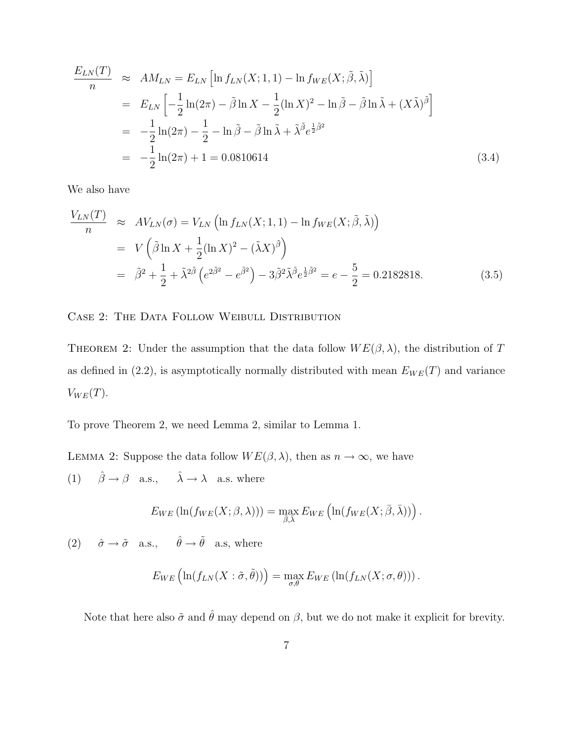$$
\begin{aligned}
\frac{E_{LN}(T)}{n} &\approx AM_{LN} = E_{LN}\left[\ln f_{LN}(X;1,1) - \ln f_{WE}(X;\tilde{\beta},\tilde{\lambda})\right] \\
&= E_{LN}\left[-\frac{1}{2}\ln(2\pi) - \tilde{\beta}\ln X - \frac{1}{2}(\ln X)^2 - \ln\tilde{\beta} - \tilde{\beta}\ln\tilde{\lambda} + (X\tilde{\lambda})^{\tilde{\beta}}\right] \\
&= -\frac{1}{2}\ln(2\pi) - \frac{1}{2} - \ln\tilde{\beta} - \tilde{\beta}\ln\tilde{\lambda} + \tilde{\lambda}^{\tilde{\beta}} e^{\frac{1}{2}\tilde{\beta}^2} \\
&= -\frac{1}{2}\ln(2\pi) + 1 = 0.0810614 \qquad (3.4)
\end{aligned}
$$

We also have

$$
\begin{aligned}
\frac{V_{LN}(T)}{n} &\approx AV_{LN}(\sigma) = V_{LN}\left(\ln f_{LN}(X;1,1) - \ln f_{WE}(X;\tilde{\beta},\tilde{\lambda})\right) \\
&= V\left(\tilde{\beta}\ln X + \frac{1}{2}(\ln X)^2 - (\tilde{\lambda}X)^{\tilde{\beta}}\right) \\
&= \tilde{\beta}^2 + \frac{1}{2} + \tilde{\lambda}^{2\tilde{\beta}}\left(e^{2\tilde{\beta}^2} - e^{\tilde{\beta}^2}\right) - 3\tilde{\beta}^2\tilde{\lambda}^{\tilde{\beta}} e^{\frac{1}{2}\tilde{\beta}^2} = e - \frac{5}{2} = 0.2182818. \qquad (3.5)
\end{aligned}
$$

Case 2: The Data Follow Weibull Distribution

Theorem 2: Under the assumption that the data follow $WE(\beta,\lambda)$, the distribution of $T$ as defined in (2.2), is asymptotically normally distributed with mean $E_{WE}(T)$ and variance $V_{WE}(T)$.

To prove Theorem 2, we need Lemma 2, similar to Lemma 1.

Lemma 2: Suppose the data follow $WE(\beta,\lambda)$, then as $n \to \infty$, we have

(1) $\quad \hat{\beta} \to \beta \quad$ a.s., $\quad \hat{\lambda} \to \lambda \quad$ a.s. where

$$
E_{WE}\left(\ln(f_{WE}(X;\beta,\lambda))\right) = \max_{\bar{\beta},\bar{\lambda}} E_{WE}\left(\ln(f_{WE}(X;\bar{\beta},\bar{\lambda}))\right).
$$

(2) $\quad \hat{\sigma} \to \tilde{\sigma} \quad$ a.s., $\quad \hat{\theta} \to \tilde{\theta} \quad$ a.s, where

$$
E_{WE}\left(\ln(f_{LN}(X:\tilde{\sigma},\tilde{\theta}))\right) = \max_{\sigma,\theta} E_{WE}\left(\ln(f_{LN}(X;\sigma,\theta))\right).
$$

Note that here also $\tilde{\sigma}$ and $\hat{\theta}$ may depend on $\beta$, but we do not make it explicit for brevity.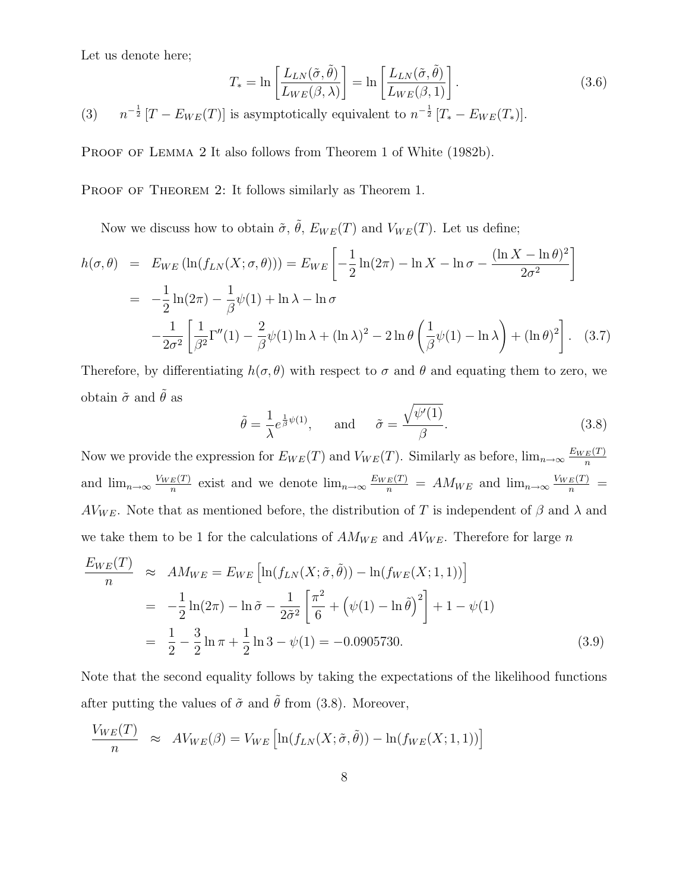Let us denote here;

$$T_* = \ln\left[\frac{L_{LN}(\tilde{\sigma}, \tilde{\theta})}{L_{WE}(\beta, \lambda)}\right] = \ln\left[\frac{L_{LN}(\tilde{\sigma}, \tilde{\theta})}{L_{WE}(\beta, 1)}\right]. \tag{3.6}$$

(3) $n^{-\frac{1}{2}}[T - E_{WE}(T)]$ is asymptotically equivalent to $n^{-\frac{1}{2}}[T_* - E_{WE}(T_*)]$.

Proof of Lemma 2 It also follows from Theorem 1 of White (1982b).

Proof of Theorem 2: It follows similarly as Theorem 1.

Now we discuss how to obtain $\tilde{\sigma}$, $\tilde{\theta}$, $E_{WE}(T)$ and $V_{WE}(T)$. Let us define;

$$\begin{aligned}
h(\sigma, \theta) &= E_{WE}\left(\ln(f_{LN}(X; \sigma, \theta))\right) = E_{WE}\left[-\frac{1}{2}\ln(2\pi) - \ln X - \ln\sigma - \frac{(\ln X - \ln\theta)^2}{2\sigma^2}\right] \\
&= -\frac{1}{2}\ln(2\pi) - \frac{1}{\beta}\psi(1) + \ln\lambda - \ln\sigma \\
&\quad -\frac{1}{2\sigma^2}\left[\frac{1}{\beta^2}\Gamma''(1) - \frac{2}{\beta}\psi(1)\ln\lambda + (\ln\lambda)^2 - 2\ln\theta\left(\frac{1}{\beta}\psi(1) - \ln\lambda\right) + (\ln\theta)^2\right]. \quad (3.7)
\end{aligned}$$

Therefore, by differentiating $h(\sigma, \theta)$ with respect to $\sigma$ and $\theta$ and equating them to zero, we obtain $\tilde{\sigma}$ and $\tilde{\theta}$ as

$$\tilde{\theta} = \frac{1}{\lambda}e^{\frac{1}{\beta}\psi(1)}, \qquad \text{and} \qquad \tilde{\sigma} = \frac{\sqrt{\psi'(1)}}{\beta}. \tag{3.8}$$

Now we provide the expression for $E_{WE}(T)$ and $V_{WE}(T)$. Similarly as before, $\lim_{n\to\infty}\frac{E_{WE}(T)}{n}$ and $\lim_{n\to\infty}\frac{V_{WE}(T)}{n}$ exist and we denote $\lim_{n\to\infty}\frac{E_{WE}(T)}{n} = AM_{WE}$ and $\lim_{n\to\infty}\frac{V_{WE}(T)}{n} = AV_{WE}$. Note that as mentioned before, the distribution of $T$ is independent of $\beta$ and $\lambda$ and we take them to be 1 for the calculations of $AM_{WE}$ and $AV_{WE}$. Therefore for large $n$

$$\begin{aligned}
\frac{E_{WE}(T)}{n} &\approx AM_{WE} = E_{WE}\left[\ln(f_{LN}(X; \tilde{\sigma}, \tilde{\theta})) - \ln(f_{WE}(X; 1, 1))\right] \\
&= -\frac{1}{2}\ln(2\pi) - \ln\tilde{\sigma} - \frac{1}{2\tilde{\sigma}^2}\left[\frac{\pi^2}{6} + \left(\psi(1) - \ln\tilde{\theta}\right)^2\right] + 1 - \psi(1) \\
&= \frac{1}{2} - \frac{3}{2}\ln\pi + \frac{1}{2}\ln 3 - \psi(1) = -0.0905730. \quad (3.9)
\end{aligned}$$

Note that the second equality follows by taking the expectations of the likelihood functions after putting the values of $\tilde{\sigma}$ and $\tilde{\theta}$ from (3.8). Moreover,

$$\frac{V_{WE}(T)}{n} \approx AV_{WE}(\beta) = V_{WE}\left[\ln(f_{LN}(X; \tilde{\sigma}, \tilde{\theta})) - \ln(f_{WE}(X; 1, 1))\right]$$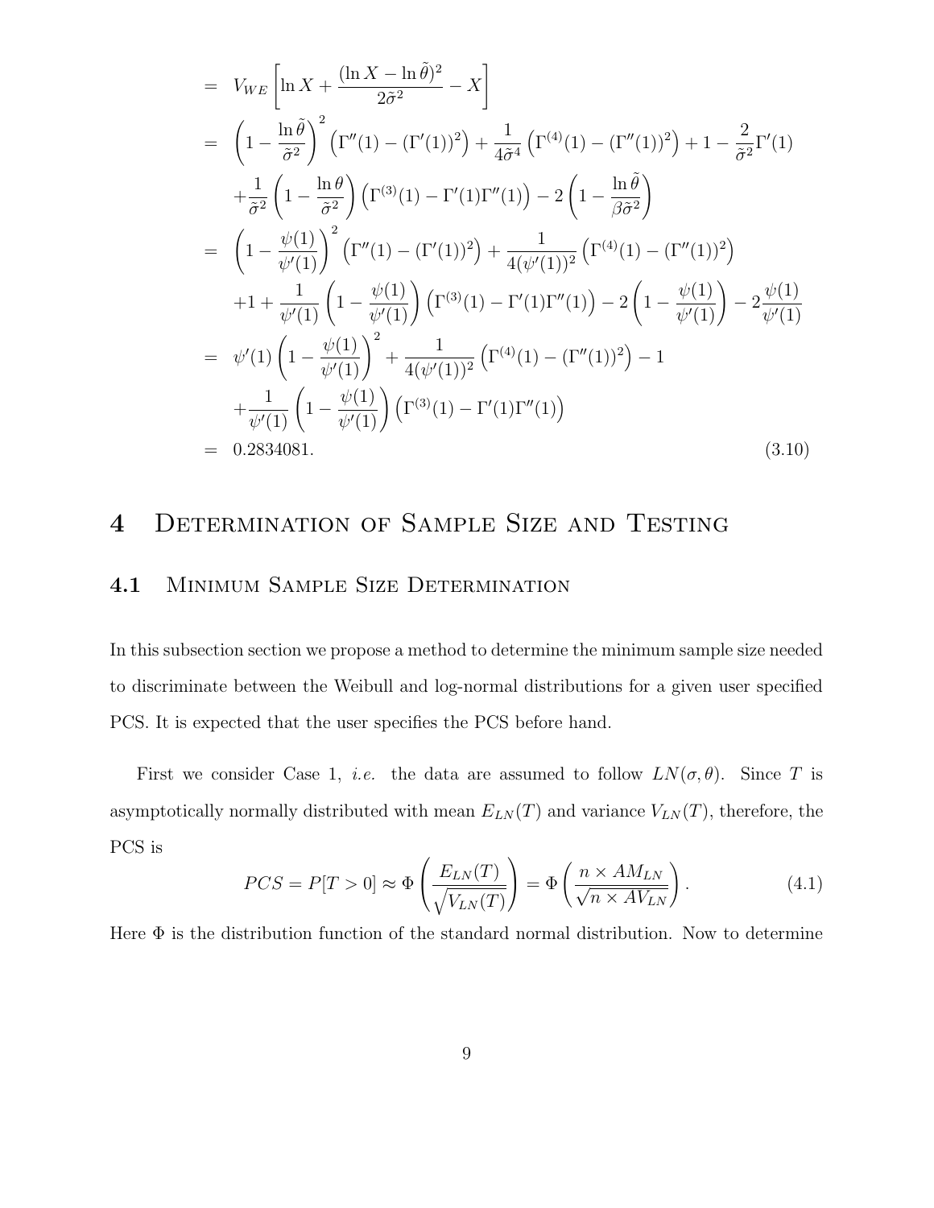$$
\begin{aligned}
&= V_{WE}\left[\ln X + \frac{(\ln X - \ln\tilde{\theta})^2}{2\tilde{\sigma}^2} - X\right] \\
&= \left(1 - \frac{\ln\tilde{\theta}}{\tilde{\sigma}^2}\right)^2 \left(\Gamma''(1) - (\Gamma'(1))^2\right) + \frac{1}{4\tilde{\sigma}^4}\left(\Gamma^{(4)}(1) - (\Gamma''(1))^2\right) + 1 - \frac{2}{\tilde{\sigma}^2}\Gamma'(1) \\
&\quad + \frac{1}{\tilde{\sigma}^2}\left(1 - \frac{\ln\theta}{\tilde{\sigma}^2}\right)\left(\Gamma^{(3)}(1) - \Gamma'(1)\Gamma''(1)\right) - 2\left(1 - \frac{\ln\tilde{\theta}}{\beta\tilde{\sigma}^2}\right) \\
&= \left(1 - \frac{\psi(1)}{\psi'(1)}\right)^2 \left(\Gamma''(1) - (\Gamma'(1))^2\right) + \frac{1}{4(\psi'(1))^2}\left(\Gamma^{(4)}(1) - (\Gamma''(1))^2\right) \\
&\quad + 1 + \frac{1}{\psi'(1)}\left(1 - \frac{\psi(1)}{\psi'(1)}\right)\left(\Gamma^{(3)}(1) - \Gamma'(1)\Gamma''(1)\right) - 2\left(1 - \frac{\psi(1)}{\psi'(1)}\right) - 2\frac{\psi(1)}{\psi'(1)} \\
&= \psi'(1)\left(1 - \frac{\psi(1)}{\psi'(1)}\right)^2 + \frac{1}{4(\psi'(1))^2}\left(\Gamma^{(4)}(1) - (\Gamma''(1))^2\right) - 1 \\
&\quad + \frac{1}{\psi'(1)}\left(1 - \frac{\psi(1)}{\psi'(1)}\right)\left(\Gamma^{(3)}(1) - \Gamma'(1)\Gamma''(1)\right) \\
&= 0.2834081. \qquad (3.10)
\end{aligned}
$$

# 4 Determination of Sample Size and Testing

## 4.1 Minimum Sample Size Determination

In this subsection section we propose a method to determine the minimum sample size needed to discriminate between the Weibull and log-normal distributions for a given user specified PCS. It is expected that the user specifies the PCS before hand.

First we consider Case 1, *i.e.* the data are assumed to follow $LN(\sigma,\theta)$. Since $T$ is asymptotically normally distributed with mean $E_{LN}(T)$ and variance $V_{LN}(T)$, therefore, the PCS is

$$
PCS = P[T > 0] \approx \Phi\left(\frac{E_{LN}(T)}{\sqrt{V_{LN}(T)}}\right) = \Phi\left(\frac{n \times AM_{LN}}{\sqrt{n \times AV_{LN}}}\right). \qquad (4.1)
$$

Here $\Phi$ is the distribution function of the standard normal distribution. Now to determine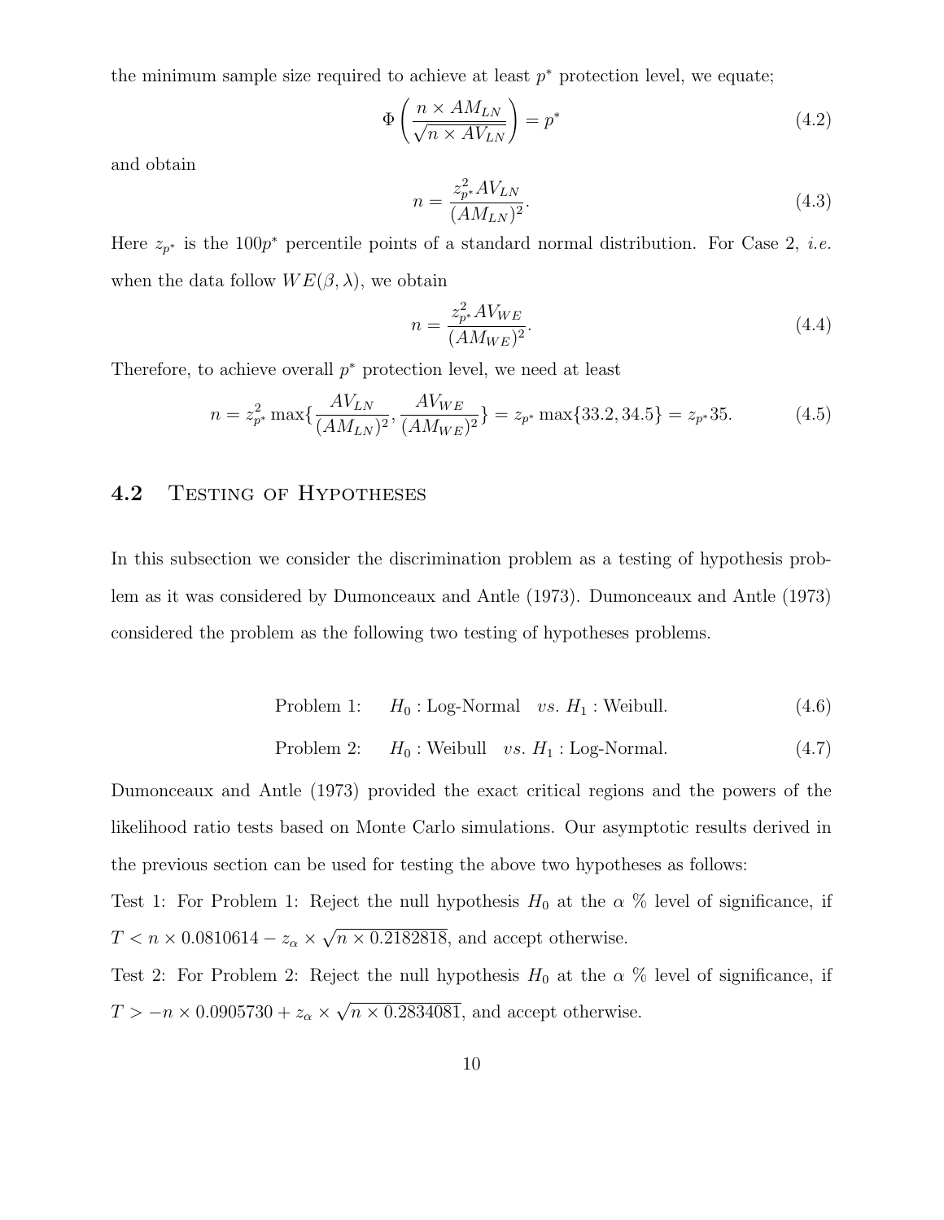the minimum sample size required to achieve at least $p^*$ protection level, we equate;

$$\Phi\left(\frac{n \times AM_{LN}}{\sqrt{n \times AV_{LN}}}\right) = p^* \tag{4.2}$$

and obtain

$$n = \frac{z_{p^*}^2 AV_{LN}}{(AM_{LN})^2}. \tag{4.3}$$

Here $z_{p^*}$ is the $100p^*$ percentile points of a standard normal distribution. For Case 2, *i.e.* when the data follow $WE(\beta, \lambda)$, we obtain

$$n = \frac{z_{p^*}^2 AV_{WE}}{(AM_{WE})^2}. \tag{4.4}$$

Therefore, to achieve overall $p^*$ protection level, we need at least

$$n = z_{p^*}^2 \max\{\frac{AV_{LN}}{(AM_{LN})^2}, \frac{AV_{WE}}{(AM_{WE})^2}\} = z_{p^*} \max\{33.2, 34.5\} = z_{p^*} 35. \tag{4.5}$$

## 4.2 Testing of Hypotheses

In this subsection we consider the discrimination problem as a testing of hypothesis problem as it was considered by Dumonceaux and Antle (1973). Dumonceaux and Antle (1973) considered the problem as the following two testing of hypotheses problems.

$$\text{Problem 1:} \quad H_0 : \text{Log-Normal} \quad vs. \; H_1 : \text{Weibull}. \tag{4.6}$$

$$\text{Problem 2:} \quad H_0 : \text{Weibull} \quad vs. \; H_1 : \text{Log-Normal}. \tag{4.7}$$

Dumonceaux and Antle (1973) provided the exact critical regions and the powers of the likelihood ratio tests based on Monte Carlo simulations. Our asymptotic results derived in the previous section can be used for testing the above two hypotheses as follows:

Test 1: For Problem 1: Reject the null hypothesis $H_0$ at the $\alpha$ % level of significance, if $T < n \times 0.0810614 - z_\alpha \times \sqrt{n \times 0.2182818}$, and accept otherwise.

Test 2: For Problem 2: Reject the null hypothesis $H_0$ at the $\alpha$ % level of significance, if $T > -n \times 0.0905730 + z_\alpha \times \sqrt{n \times 0.2834081}$, and accept otherwise.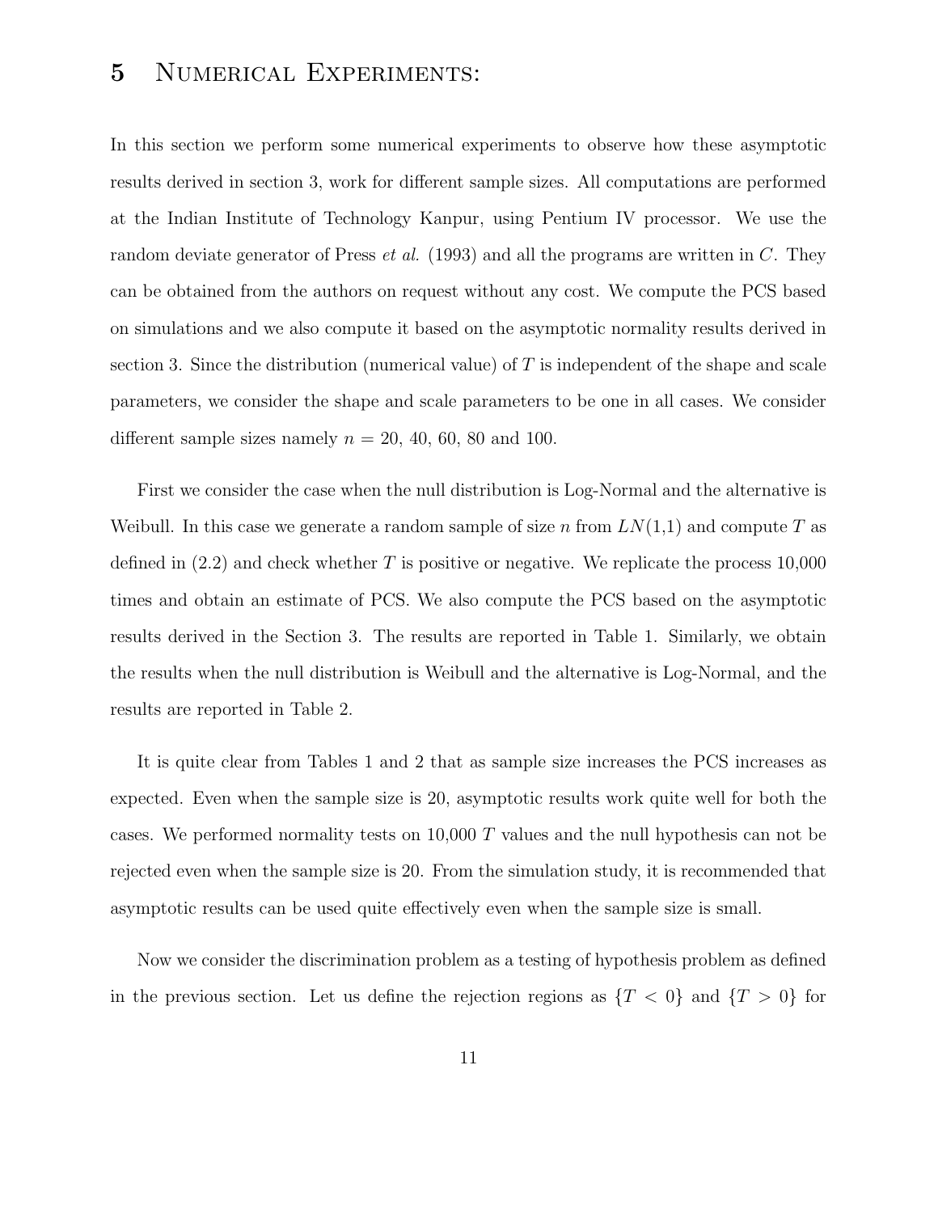# 5 Numerical Experiments:

In this section we perform some numerical experiments to observe how these asymptotic results derived in section 3, work for different sample sizes. All computations are performed at the Indian Institute of Technology Kanpur, using Pentium IV processor. We use the random deviate generator of Press *et al.* (1993) and all the programs are written in $C$. They can be obtained from the authors on request without any cost. We compute the PCS based on simulations and we also compute it based on the asymptotic normality results derived in section 3. Since the distribution (numerical value) of $T$ is independent of the shape and scale parameters, we consider the shape and scale parameters to be one in all cases. We consider different sample sizes namely $n$ = 20, 40, 60, 80 and 100.

First we consider the case when the null distribution is Log-Normal and the alternative is Weibull. In this case we generate a random sample of size $n$ from $LN(1,1)$ and compute $T$ as defined in (2.2) and check whether $T$ is positive or negative. We replicate the process 10,000 times and obtain an estimate of PCS. We also compute the PCS based on the asymptotic results derived in the Section 3. The results are reported in Table 1. Similarly, we obtain the results when the null distribution is Weibull and the alternative is Log-Normal, and the results are reported in Table 2.

It is quite clear from Tables 1 and 2 that as sample size increases the PCS increases as expected. Even when the sample size is 20, asymptotic results work quite well for both the cases. We performed normality tests on 10,000 $T$ values and the null hypothesis can not be rejected even when the sample size is 20. From the simulation study, it is recommended that asymptotic results can be used quite effectively even when the sample size is small.

Now we consider the discrimination problem as a testing of hypothesis problem as defined in the previous section. Let us define the rejection regions as $\{T < 0\}$ and $\{T > 0\}$ for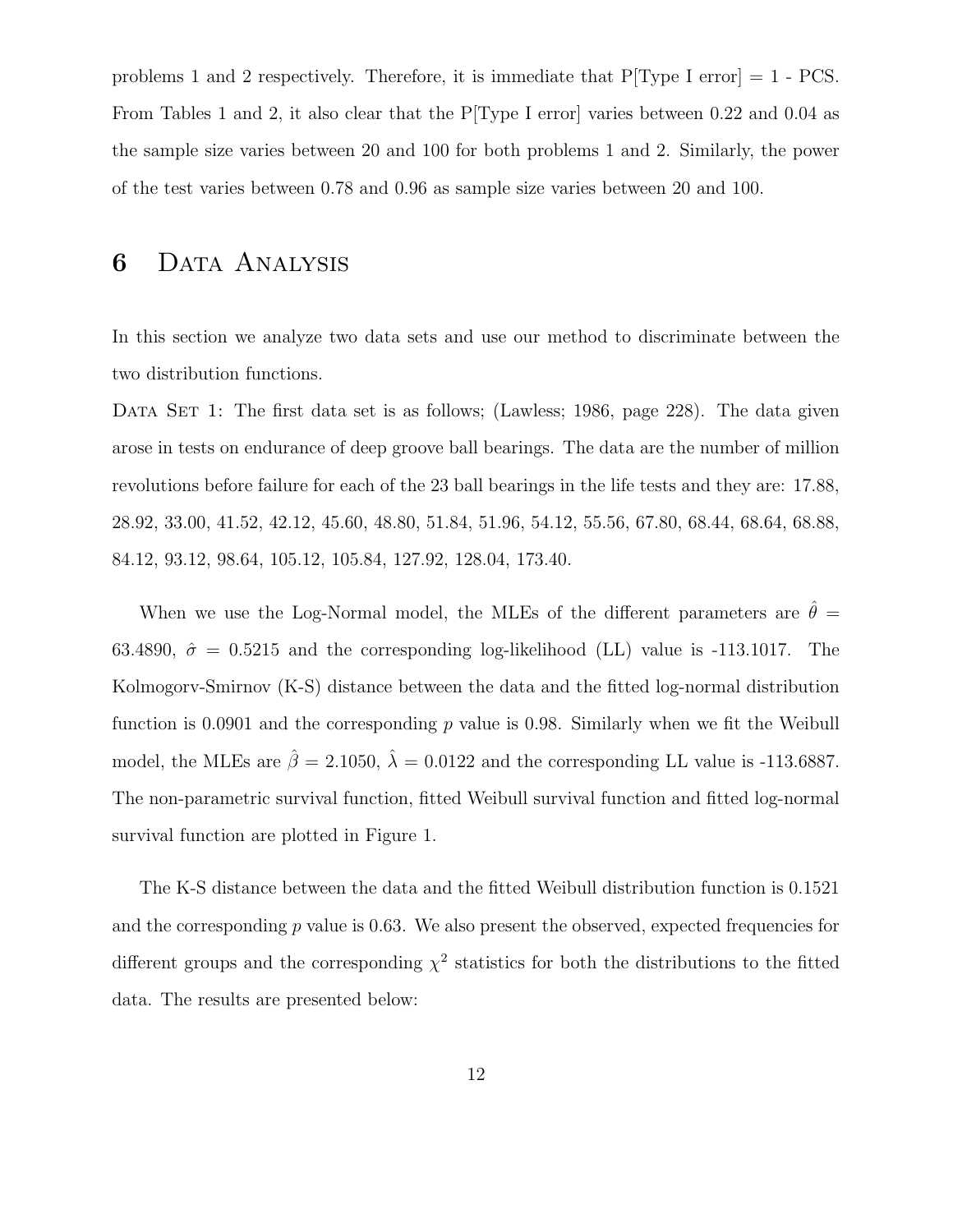problems 1 and 2 respectively. Therefore, it is immediate that P[Type I error] = 1 - PCS. From Tables 1 and 2, it also clear that the P[Type I error] varies between 0.22 and 0.04 as the sample size varies between 20 and 100 for both problems 1 and 2. Similarly, the power of the test varies between 0.78 and 0.96 as sample size varies between 20 and 100.

# 6 Data Analysis

In this section we analyze two data sets and use our method to discriminate between the two distribution functions.

Data Set 1: The first data set is as follows; (Lawless; 1986, page 228). The data given arose in tests on endurance of deep groove ball bearings. The data are the number of million revolutions before failure for each of the 23 ball bearings in the life tests and they are: 17.88, 28.92, 33.00, 41.52, 42.12, 45.60, 48.80, 51.84, 51.96, 54.12, 55.56, 67.80, 68.44, 68.64, 68.88, 84.12, 93.12, 98.64, 105.12, 105.84, 127.92, 128.04, 173.40.

When we use the Log-Normal model, the MLEs of the different parameters are $\hat{\theta}$ = 63.4890, $\hat{\sigma}$ = 0.5215 and the corresponding log-likelihood (LL) value is -113.1017. The Kolmogorv-Smirnov (K-S) distance between the data and the fitted log-normal distribution function is 0.0901 and the corresponding $p$ value is 0.98. Similarly when we fit the Weibull model, the MLEs are $\hat{\beta}$ = 2.1050, $\hat{\lambda}$ = 0.0122 and the corresponding LL value is -113.6887. The non-parametric survival function, fitted Weibull survival function and fitted log-normal survival function are plotted in Figure 1.

The K-S distance between the data and the fitted Weibull distribution function is 0.1521 and the corresponding $p$ value is 0.63. We also present the observed, expected frequencies for different groups and the corresponding $\chi^2$ statistics for both the distributions to the fitted data. The results are presented below: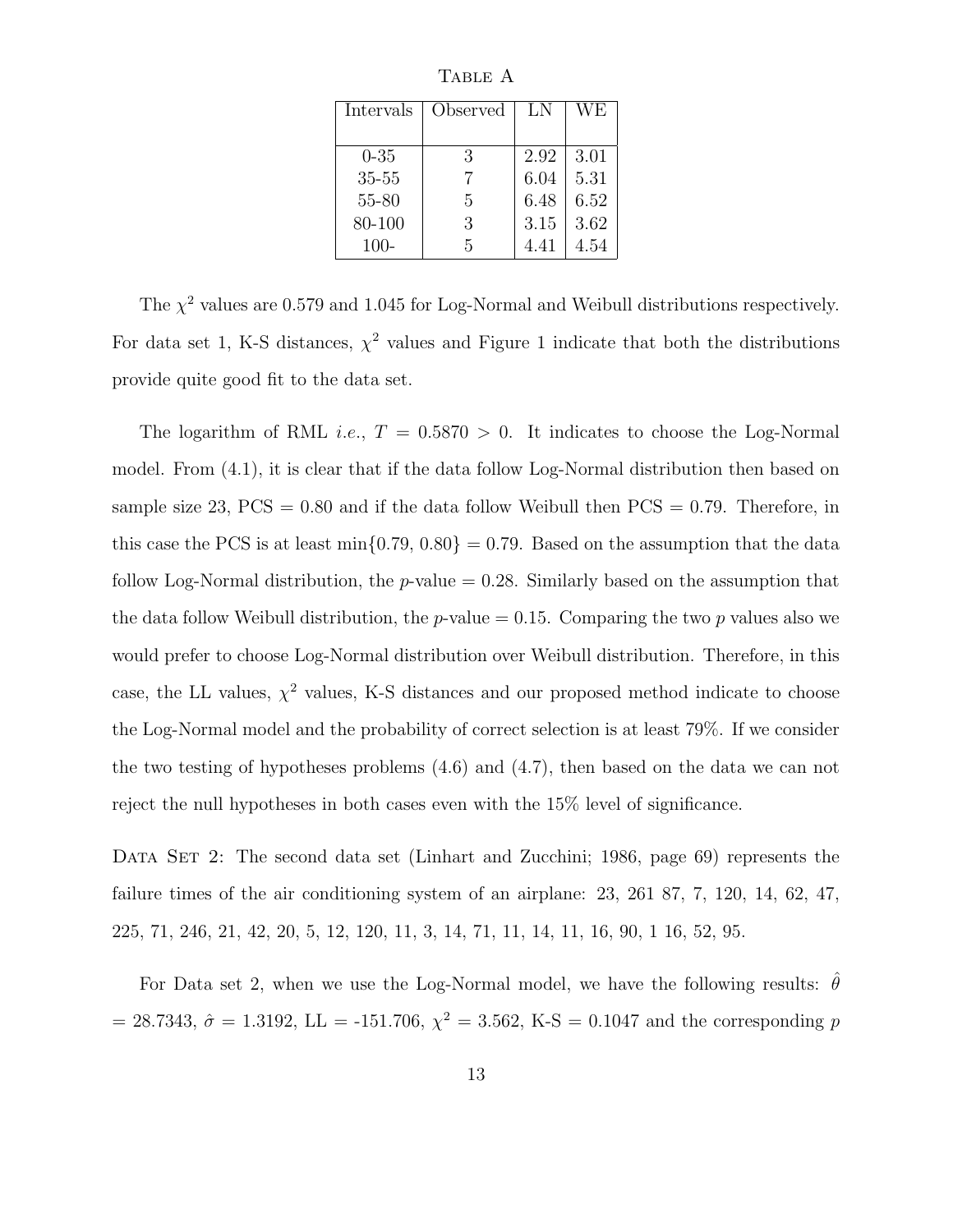Table A

| Intervals | Observed | LN | WE |
|---|---|---|---|
| 0-35 | 3 | 2.92 | 3.01 |
| 35-55 | 7 | 6.04 | 5.31 |
| 55-80 | 5 | 6.48 | 6.52 |
| 80-100 | 3 | 3.15 | 3.62 |
| 100- | 5 | 4.41 | 4.54 |

The $\chi^2$ values are 0.579 and 1.045 for Log-Normal and Weibull distributions respectively. For data set 1, K-S distances, $\chi^2$ values and Figure 1 indicate that both the distributions provide quite good fit to the data set.

The logarithm of RML *i.e.*, $T = 0.5870 > 0$. It indicates to choose the Log-Normal model. From (4.1), it is clear that if the data follow Log-Normal distribution then based on sample size 23, PCS = 0.80 and if the data follow Weibull then PCS = 0.79. Therefore, in this case the PCS is at least $\min\{0.79, 0.80\} = 0.79$. Based on the assumption that the data follow Log-Normal distribution, the $p$-value = 0.28. Similarly based on the assumption that the data follow Weibull distribution, the $p$-value = 0.15. Comparing the two $p$ values also we would prefer to choose Log-Normal distribution over Weibull distribution. Therefore, in this case, the LL values, $\chi^2$ values, K-S distances and our proposed method indicate to choose the Log-Normal model and the probability of correct selection is at least 79%. If we consider the two testing of hypotheses problems (4.6) and (4.7), then based on the data we can not reject the null hypotheses in both cases even with the 15% level of significance.

Data Set 2: The second data set (Linhart and Zucchini; 1986, page 69) represents the failure times of the air conditioning system of an airplane: 23, 261 87, 7, 120, 14, 62, 47, 225, 71, 246, 21, 42, 20, 5, 12, 120, 11, 3, 14, 71, 11, 14, 11, 16, 90, 1 16, 52, 95.

For Data set 2, when we use the Log-Normal model, we have the following results: $\hat{\theta} = 28.7343$, $\hat{\sigma} = 1.3192$, LL = -151.706, $\chi^2 = 3.562$, K-S = 0.1047 and the corresponding $p$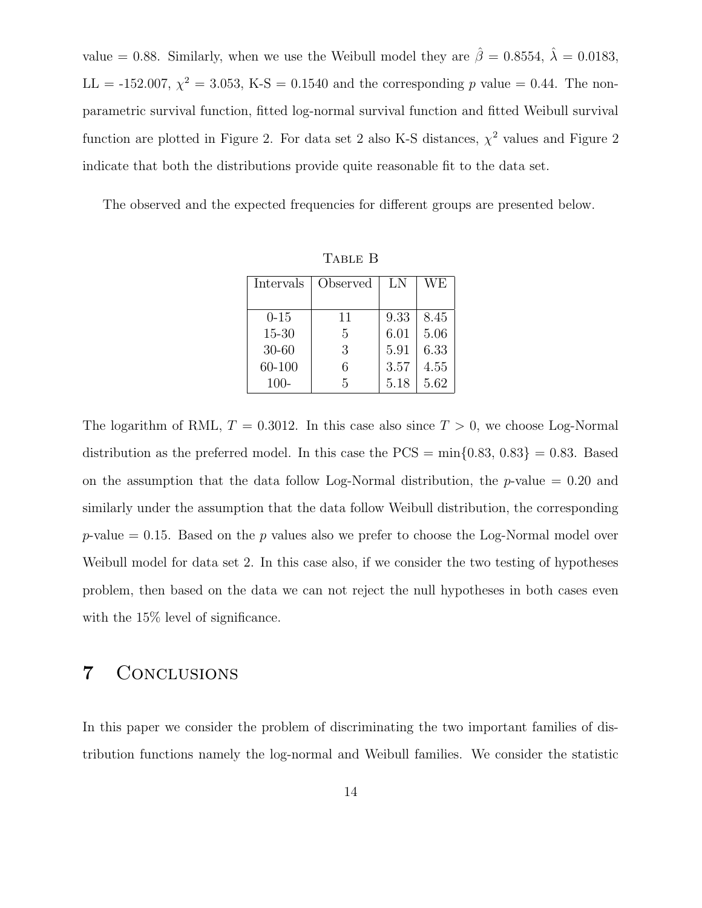value = 0.88. Similarly, when we use the Weibull model they are $\hat{\beta} = 0.8554$, $\hat{\lambda} = 0.0183$, LL = -152.007, $\chi^2 = 3.053$, K-S = 0.1540 and the corresponding $p$ value = 0.44. The non-parametric survival function, fitted log-normal survival function and fitted Weibull survival function are plotted in Figure 2. For data set 2 also K-S distances, $\chi^2$ values and Figure 2 indicate that both the distributions provide quite reasonable fit to the data set.

The observed and the expected frequencies for different groups are presented below.

Table B

| Intervals | Observed | LN | WE |
|---|---|---|---|
| 0-15 | 11 | 9.33 | 8.45 |
| 15-30 | 5 | 6.01 | 5.06 |
| 30-60 | 3 | 5.91 | 6.33 |
| 60-100 | 6 | 3.57 | 4.55 |
| 100- | 5 | 5.18 | 5.62 |

The logarithm of RML, $T = 0.3012$. In this case also since $T > 0$, we choose Log-Normal distribution as the preferred model. In this case the PCS = $\min\{0.83, 0.83\} = 0.83$. Based on the assumption that the data follow Log-Normal distribution, the $p$-value = 0.20 and similarly under the assumption that the data follow Weibull distribution, the corresponding $p$-value = 0.15. Based on the $p$ values also we prefer to choose the Log-Normal model over Weibull model for data set 2. In this case also, if we consider the two testing of hypotheses problem, then based on the data we can not reject the null hypotheses in both cases even with the 15% level of significance.

# 7 Conclusions

In this paper we consider the problem of discriminating the two important families of distribution functions namely the log-normal and Weibull families. We consider the statistic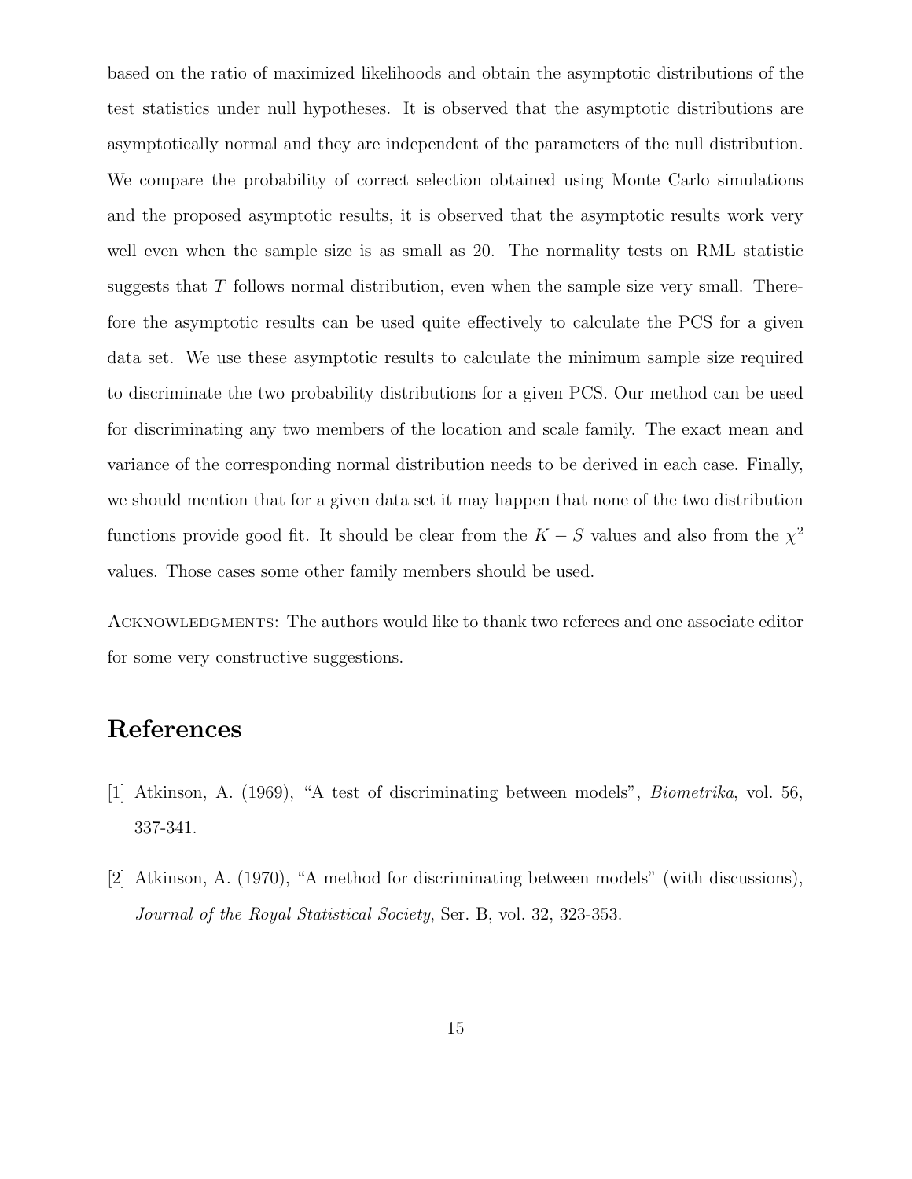based on the ratio of maximized likelihoods and obtain the asymptotic distributions of the test statistics under null hypotheses. It is observed that the asymptotic distributions are asymptotically normal and they are independent of the parameters of the null distribution. We compare the probability of correct selection obtained using Monte Carlo simulations and the proposed asymptotic results, it is observed that the asymptotic results work very well even when the sample size is as small as 20. The normality tests on RML statistic suggests that $T$ follows normal distribution, even when the sample size very small. Therefore the asymptotic results can be used quite effectively to calculate the PCS for a given data set. We use these asymptotic results to calculate the minimum sample size required to discriminate the two probability distributions for a given PCS. Our method can be used for discriminating any two members of the location and scale family. The exact mean and variance of the corresponding normal distribution needs to be derived in each case. Finally, we should mention that for a given data set it may happen that none of the two distribution functions provide good fit. It should be clear from the $K-S$ values and also from the $\chi^2$ values. Those cases some other family members should be used.

ACKNOWLEDGMENTS: The authors would like to thank two referees and one associate editor for some very constructive suggestions.

# References

[1] Atkinson, A. (1969), "A test of discriminating between models", *Biometrika*, vol. 56, 337-341.

[2] Atkinson, A. (1970), "A method for discriminating between models" (with discussions), *Journal of the Royal Statistical Society*, Ser. B, vol. 32, 323-353.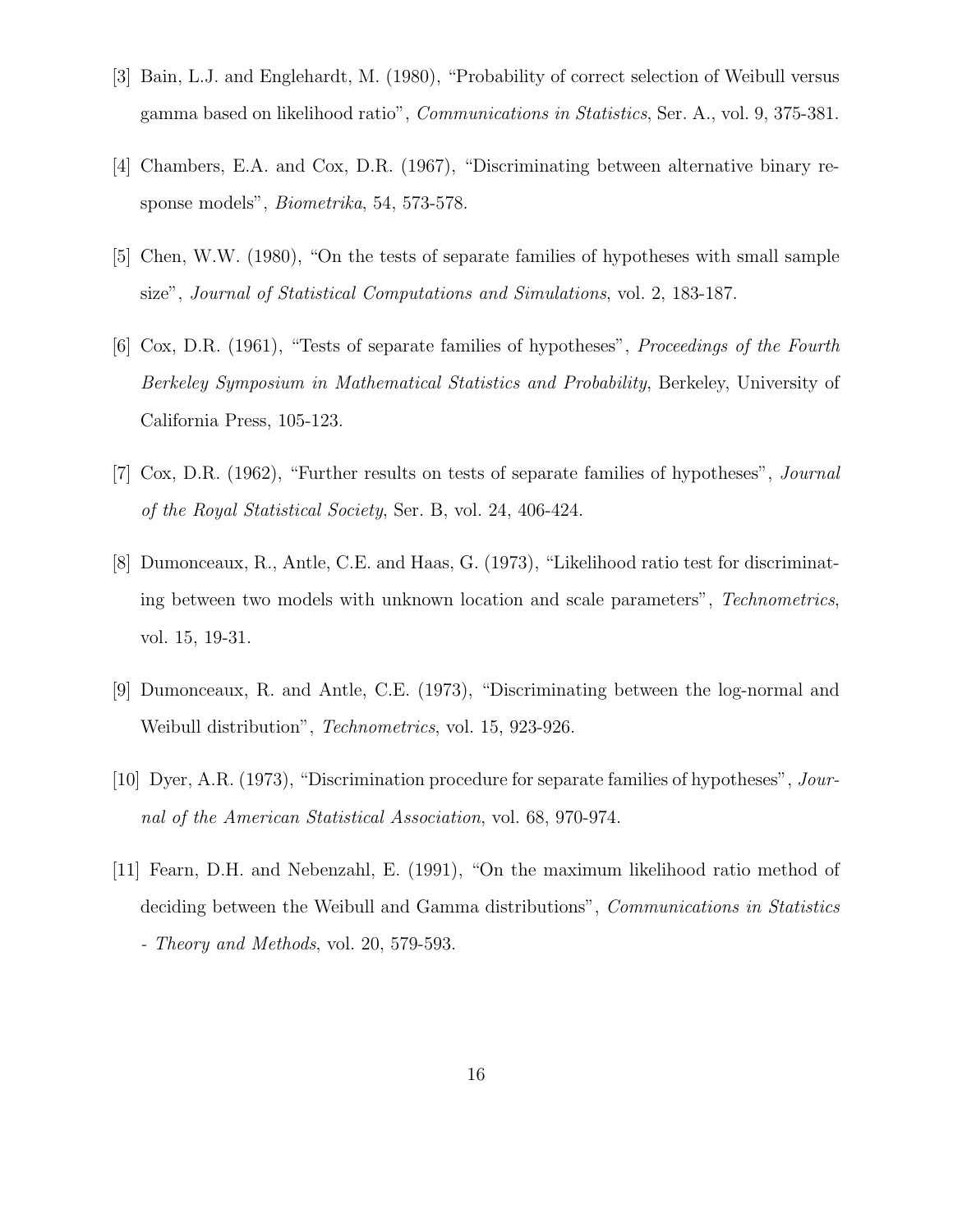[3] Bain, L.J. and Englehardt, M. (1980), "Probability of correct selection of Weibull versus gamma based on likelihood ratio", *Communications in Statistics*, Ser. A., vol. 9, 375-381.

[4] Chambers, E.A. and Cox, D.R. (1967), "Discriminating between alternative binary response models", *Biometrika*, 54, 573-578.

[5] Chen, W.W. (1980), "On the tests of separate families of hypotheses with small sample size", *Journal of Statistical Computations and Simulations*, vol. 2, 183-187.

[6] Cox, D.R. (1961), "Tests of separate families of hypotheses", *Proceedings of the Fourth Berkeley Symposium in Mathematical Statistics and Probability*, Berkeley, University of California Press, 105-123.

[7] Cox, D.R. (1962), "Further results on tests of separate families of hypotheses", *Journal of the Royal Statistical Society*, Ser. B, vol. 24, 406-424.

[8] Dumonceaux, R., Antle, C.E. and Haas, G. (1973), "Likelihood ratio test for discriminating between two models with unknown location and scale parameters", *Technometrics*, vol. 15, 19-31.

[9] Dumonceaux, R. and Antle, C.E. (1973), "Discriminating between the log-normal and Weibull distribution", *Technometrics*, vol. 15, 923-926.

[10] Dyer, A.R. (1973), "Discrimination procedure for separate families of hypotheses", *Journal of the American Statistical Association*, vol. 68, 970-974.

[11] Fearn, D.H. and Nebenzahl, E. (1991), "On the maximum likelihood ratio method of deciding between the Weibull and Gamma distributions", *Communications in Statistics - Theory and Methods*, vol. 20, 579-593.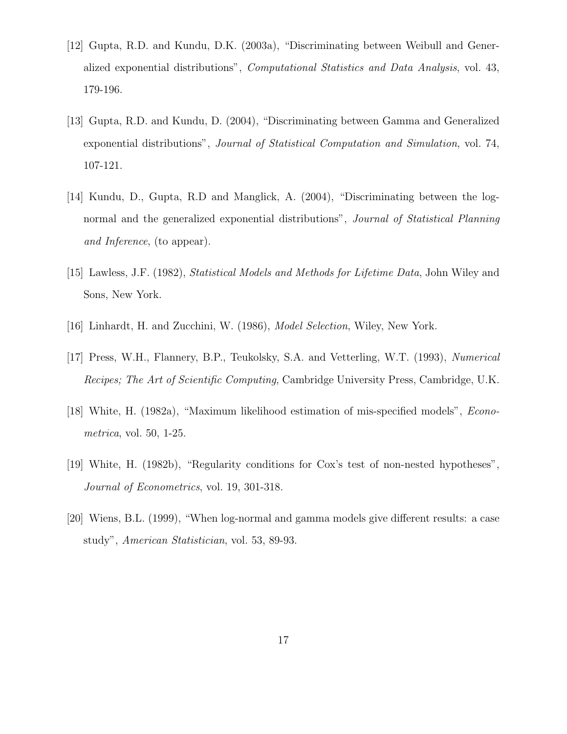[12] Gupta, R.D. and Kundu, D.K. (2003a), "Discriminating between Weibull and Generalized exponential distributions", *Computational Statistics and Data Analysis*, vol. 43, 179-196.

[13] Gupta, R.D. and Kundu, D. (2004), "Discriminating between Gamma and Generalized exponential distributions", *Journal of Statistical Computation and Simulation*, vol. 74, 107-121.

[14] Kundu, D., Gupta, R.D and Manglick, A. (2004), "Discriminating between the log-normal and the generalized exponential distributions", *Journal of Statistical Planning and Inference*, (to appear).

[15] Lawless, J.F. (1982), *Statistical Models and Methods for Lifetime Data*, John Wiley and Sons, New York.

[16] Linhardt, H. and Zucchini, W. (1986), *Model Selection*, Wiley, New York.

[17] Press, W.H., Flannery, B.P., Teukolsky, S.A. and Vetterling, W.T. (1993), *Numerical Recipes; The Art of Scientific Computing*, Cambridge University Press, Cambridge, U.K.

[18] White, H. (1982a), "Maximum likelihood estimation of mis-specified models", *Econometrica*, vol. 50, 1-25.

[19] White, H. (1982b), "Regularity conditions for Cox's test of non-nested hypotheses", *Journal of Econometrics*, vol. 19, 301-318.

[20] Wiens, B.L. (1999), "When log-normal and gamma models give different results: a case study", *American Statistician*, vol. 53, 89-93.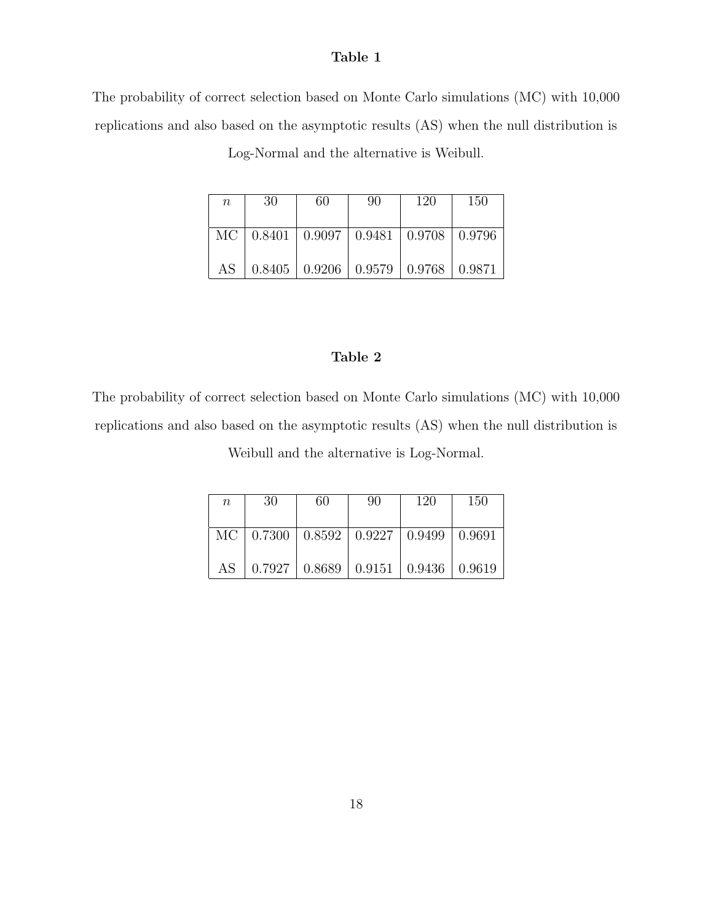**Table 1**

The probability of correct selection based on Monte Carlo simulations (MC) with 10,000 replications and also based on the asymptotic results (AS) when the null distribution is Log-Normal and the alternative is Weibull.

| $n$ | 30 | 60 | 90 | 120 | 150 |
|---|---|---|---|---|---|
| MC | 0.8401 | 0.9097 | 0.9481 | 0.9708 | 0.9796 |
| AS | 0.8405 | 0.9206 | 0.9579 | 0.9768 | 0.9871 |

**Table 2**

The probability of correct selection based on Monte Carlo simulations (MC) with 10,000 replications and also based on the asymptotic results (AS) when the null distribution is Weibull and the alternative is Log-Normal.

| $n$ | 30 | 60 | 90 | 120 | 150 |
|---|---|---|---|---|---|
| MC | 0.7300 | 0.8592 | 0.9227 | 0.9499 | 0.9691 |
| AS | 0.7927 | 0.8689 | 0.9151 | 0.9436 | 0.9619 |